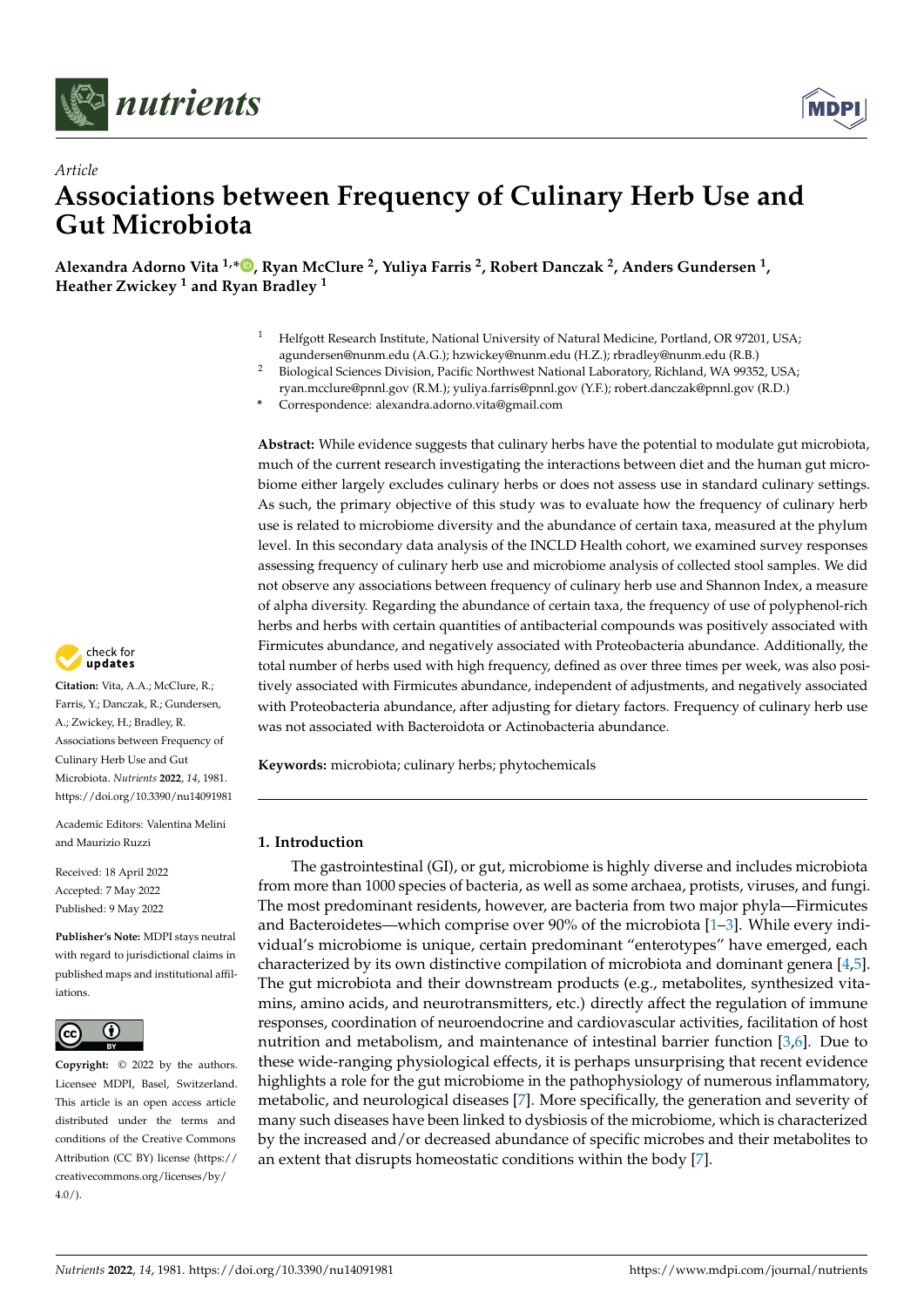*Article*

# Associations between Frequency of Culinary Herb Use and Gut Microbiota

**Alexandra Adorno Vita [1,*], Ryan McClure [2], Yuliya Farris [2], Robert Danczak [2], Anders Gundersen [1], Heather Zwickey [1] and Ryan Bradley [1]**

[1] Helfgott Research Institute, National University of Natural Medicine, Portland, OR 97201, USA; agundersen@nunm.edu (A.G.); hzwickey@nunm.edu (H.Z.); rbradley@nunm.edu (R.B.)

[2] Biological Sciences Division, Pacific Northwest National Laboratory, Richland, WA 99352, USA; ryan.mcclure@pnnl.gov (R.M.); yuliya.farris@pnnl.gov (Y.F.); robert.danczak@pnnl.gov (R.D.)

[*] Correspondence: alexandra.adorno.vita@gmail.com

**Abstract:** While evidence suggests that culinary herbs have the potential to modulate gut microbiota, much of the current research investigating the interactions between diet and the human gut microbiome either largely excludes culinary herbs or does not assess use in standard culinary settings. As such, the primary objective of this study was to evaluate how the frequency of culinary herb use is related to microbiome diversity and the abundance of certain taxa, measured at the phylum level. In this secondary data analysis of the INCLD Health cohort, we examined survey responses assessing frequency of culinary herb use and microbiome analysis of collected stool samples. We did not observe any associations between frequency of culinary herb use and Shannon Index, a measure of alpha diversity. Regarding the abundance of certain taxa, the frequency of use of polyphenol-rich herbs and herbs with certain quantities of antibacterial compounds was positively associated with Firmicutes abundance, and negatively associated with Proteobacteria abundance. Additionally, the total number of herbs used with high frequency, defined as over three times per week, was also positively associated with Firmicutes abundance, independent of adjustments, and negatively associated with Proteobacteria abundance, after adjusting for dietary factors. Frequency of culinary herb use was not associated with Bacteroidota or Actinobacteria abundance.

**Keywords:** microbiota; culinary herbs; phytochemicals

**Citation:** Vita, A.A.; McClure, R.; Farris, Y.; Danczak, R.; Gundersen, A.; Zwickey, H.; Bradley, R. Associations between Frequency of Culinary Herb Use and Gut Microbiota. *Nutrients* **2022**, *14*, 1981. https://doi.org/10.3390/nu14091981

Academic Editors: Valentina Melini and Maurizio Ruzzi

Received: 18 April 2022
Accepted: 7 May 2022
Published: 9 May 2022

**Publisher's Note:** MDPI stays neutral with regard to jurisdictional claims in published maps and institutional affiliations.

**Copyright:** © 2022 by the authors. Licensee MDPI, Basel, Switzerland. This article is an open access article distributed under the terms and conditions of the Creative Commons Attribution (CC BY) license (https://creativecommons.org/licenses/by/4.0/).

## 1. Introduction

The gastrointestinal (GI), or gut, microbiome is highly diverse and includes microbiota from more than 1000 species of bacteria, as well as some archaea, protists, viruses, and fungi. The most predominant residents, however, are bacteria from two major phyla—Firmicutes and Bacteroidetes—which comprise over 90% of the microbiota [1–3]. While every individual's microbiome is unique, certain predominant "enterotypes" have emerged, each characterized by its own distinctive compilation of microbiota and dominant genera [4,5]. The gut microbiota and their downstream products (e.g., metabolites, synthesized vitamins, amino acids, and neurotransmitters, etc.) directly affect the regulation of immune responses, coordination of neuroendocrine and cardiovascular activities, facilitation of host nutrition and metabolism, and maintenance of intestinal barrier function [3,6]. Due to these wide-ranging physiological effects, it is perhaps unsurprising that recent evidence highlights a role for the gut microbiome in the pathophysiology of numerous inflammatory, metabolic, and neurological diseases [7]. More specifically, the generation and severity of many such diseases have been linked to dysbiosis of the microbiome, which is characterized by the increased and/or decreased abundance of specific microbes and their metabolites to an extent that disrupts homeostatic conditions within the body [7].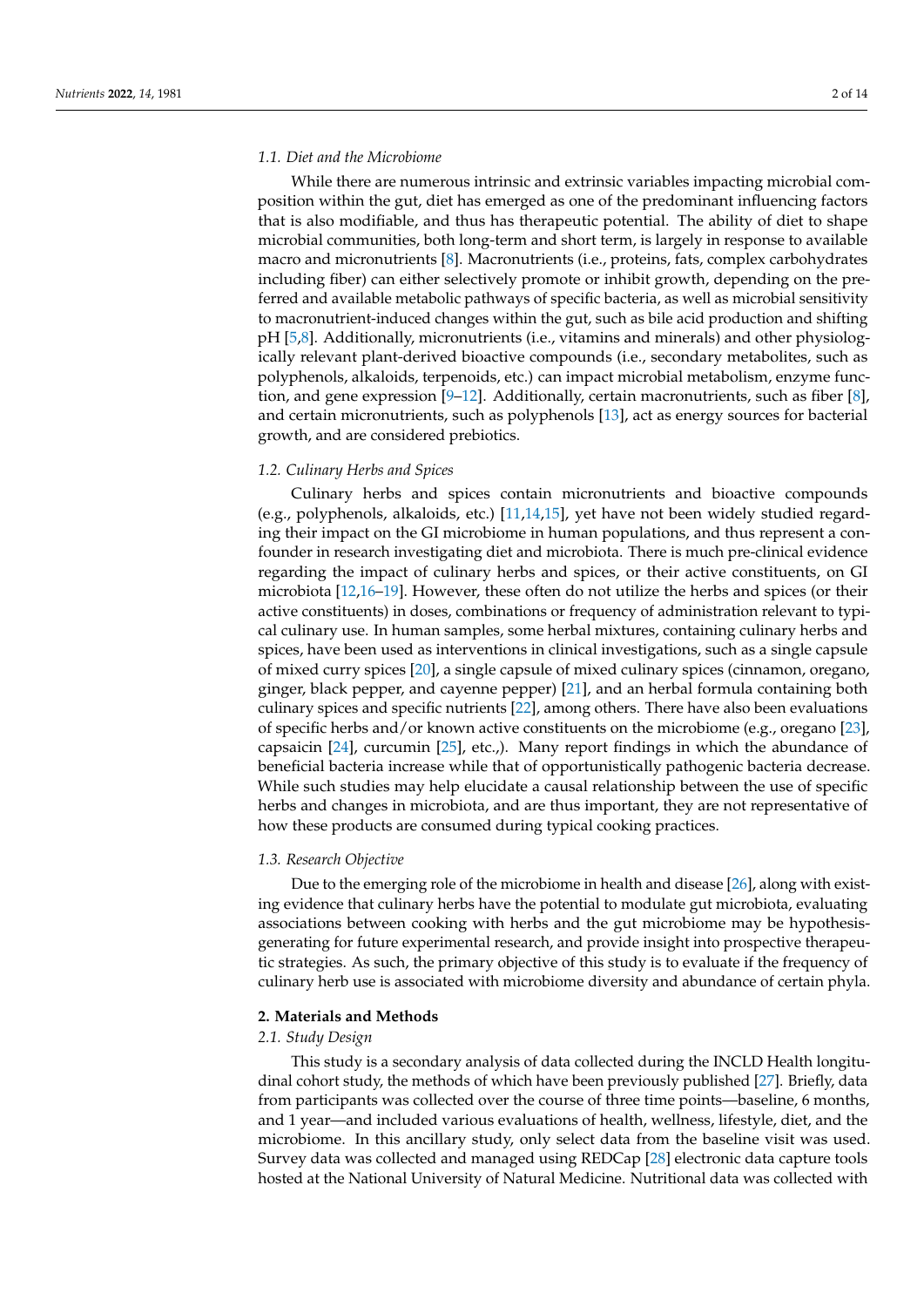### 1.1. Diet and the Microbiome

While there are numerous intrinsic and extrinsic variables impacting microbial composition within the gut, diet has emerged as one of the predominant influencing factors that is also modifiable, and thus has therapeutic potential. The ability of diet to shape microbial communities, both long-term and short term, is largely in response to available macro and micronutrients [8]. Macronutrients (i.e., proteins, fats, complex carbohydrates including fiber) can either selectively promote or inhibit growth, depending on the preferred and available metabolic pathways of specific bacteria, as well as microbial sensitivity to macronutrient-induced changes within the gut, such as bile acid production and shifting pH [5,8]. Additionally, micronutrients (i.e., vitamins and minerals) and other physiologically relevant plant-derived bioactive compounds (i.e., secondary metabolites, such as polyphenols, alkaloids, terpenoids, etc.) can impact microbial metabolism, enzyme function, and gene expression [9–12]. Additionally, certain macronutrients, such as fiber [8], and certain micronutrients, such as polyphenols [13], act as energy sources for bacterial growth, and are considered prebiotics.

### 1.2. Culinary Herbs and Spices

Culinary herbs and spices contain micronutrients and bioactive compounds (e.g., polyphenols, alkaloids, etc.) [11,14,15], yet have not been widely studied regarding their impact on the GI microbiome in human populations, and thus represent a confounder in research investigating diet and microbiota. There is much pre-clinical evidence regarding the impact of culinary herbs and spices, or their active constituents, on GI microbiota [12,16–19]. However, these often do not utilize the herbs and spices (or their active constituents) in doses, combinations or frequency of administration relevant to typical culinary use. In human samples, some herbal mixtures, containing culinary herbs and spices, have been used as interventions in clinical investigations, such as a single capsule of mixed curry spices [20], a single capsule of mixed culinary spices (cinnamon, oregano, ginger, black pepper, and cayenne pepper) [21], and an herbal formula containing both culinary spices and specific nutrients [22], among others. There have also been evaluations of specific herbs and/or known active constituents on the microbiome (e.g., oregano [23], capsaicin [24], curcumin [25], etc.,). Many report findings in which the abundance of beneficial bacteria increase while that of opportunistically pathogenic bacteria decrease. While such studies may help elucidate a causal relationship between the use of specific herbs and changes in microbiota, and are thus important, they are not representative of how these products are consumed during typical cooking practices.

### 1.3. Research Objective

Due to the emerging role of the microbiome in health and disease [26], along with existing evidence that culinary herbs have the potential to modulate gut microbiota, evaluating associations between cooking with herbs and the gut microbiome may be hypothesis-generating for future experimental research, and provide insight into prospective therapeutic strategies. As such, the primary objective of this study is to evaluate if the frequency of culinary herb use is associated with microbiome diversity and abundance of certain phyla.

## 2. Materials and Methods

### 2.1. Study Design

This study is a secondary analysis of data collected during the INCLD Health longitudinal cohort study, the methods of which have been previously published [27]. Briefly, data from participants was collected over the course of three time points—baseline, 6 months, and 1 year—and included various evaluations of health, wellness, lifestyle, diet, and the microbiome. In this ancillary study, only select data from the baseline visit was used. Survey data was collected and managed using REDCap [28] electronic data capture tools hosted at the National University of Natural Medicine. Nutritional data was collected with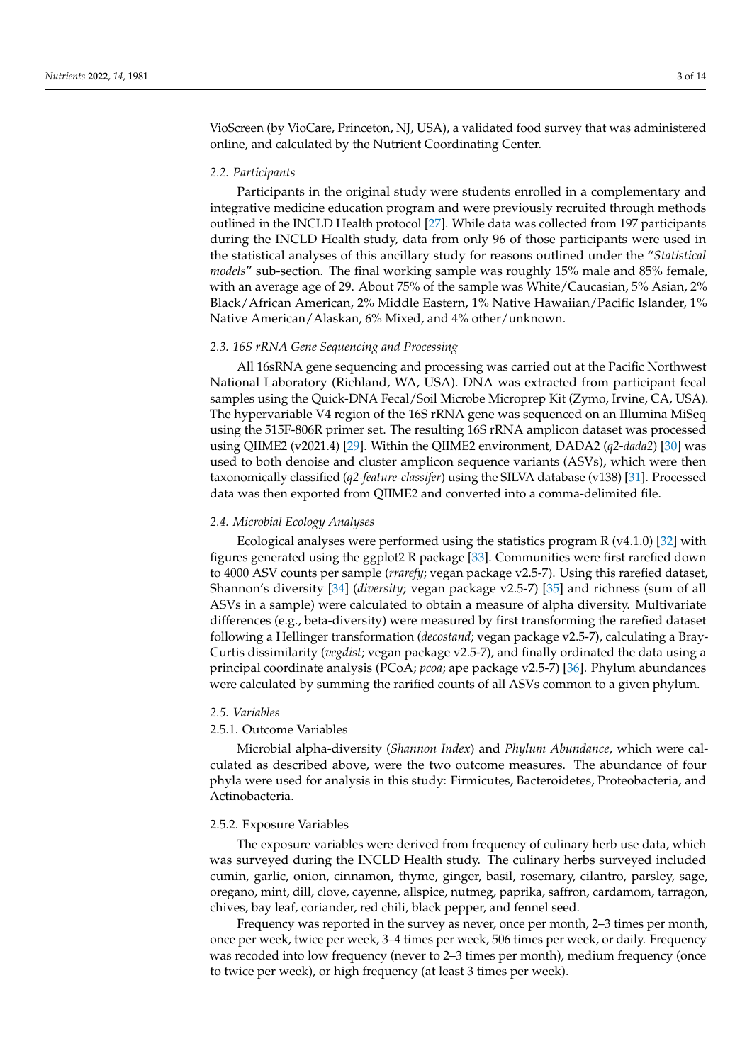VioScreen (by VioCare, Princeton, NJ, USA), a validated food survey that was administered online, and calculated by the Nutrient Coordinating Center.

### 2.2. Participants

Participants in the original study were students enrolled in a complementary and integrative medicine education program and were previously recruited through methods outlined in the INCLD Health protocol [27]. While data was collected from 197 participants during the INCLD Health study, data from only 96 of those participants were used in the statistical analyses of this ancillary study for reasons outlined under the "*Statistical models*" sub-section. The final working sample was roughly 15% male and 85% female, with an average age of 29. About 75% of the sample was White/Caucasian, 5% Asian, 2% Black/African American, 2% Middle Eastern, 1% Native Hawaiian/Pacific Islander, 1% Native American/Alaskan, 6% Mixed, and 4% other/unknown.

### 2.3. 16S rRNA Gene Sequencing and Processing

All 16sRNA gene sequencing and processing was carried out at the Pacific Northwest National Laboratory (Richland, WA, USA). DNA was extracted from participant fecal samples using the Quick-DNA Fecal/Soil Microbe Microprep Kit (Zymo, Irvine, CA, USA). The hypervariable V4 region of the 16S rRNA gene was sequenced on an Illumina MiSeq using the 515F-806R primer set. The resulting 16S rRNA amplicon dataset was processed using QIIME2 (v2021.4) [29]. Within the QIIME2 environment, DADA2 (*q2-dada2*) [30] was used to both denoise and cluster amplicon sequence variants (ASVs), which were then taxonomically classified (*q2-feature-classifer*) using the SILVA database (v138) [31]. Processed data was then exported from QIIME2 and converted into a comma-delimited file.

### 2.4. Microbial Ecology Analyses

Ecological analyses were performed using the statistics program R (v4.1.0) [32] with figures generated using the ggplot2 R package [33]. Communities were first rarefied down to 4000 ASV counts per sample (*rrarefy*; vegan package v2.5-7). Using this rarefied dataset, Shannon's diversity [34] (*diversity*; vegan package v2.5-7) [35] and richness (sum of all ASVs in a sample) were calculated to obtain a measure of alpha diversity. Multivariate differences (e.g., beta-diversity) were measured by first transforming the rarefied dataset following a Hellinger transformation (*decostand*; vegan package v2.5-7), calculating a Bray-Curtis dissimilarity (*vegdist*; vegan package v2.5-7), and finally ordinated the data using a principal coordinate analysis (PCoA; *pcoa*; ape package v2.5-7) [36]. Phylum abundances were calculated by summing the rarified counts of all ASVs common to a given phylum.

### 2.5. Variables

#### 2.5.1. Outcome Variables

Microbial alpha-diversity (*Shannon Index*) and *Phylum Abundance*, which were calculated as described above, were the two outcome measures. The abundance of four phyla were used for analysis in this study: Firmicutes, Bacteroidetes, Proteobacteria, and Actinobacteria.

#### 2.5.2. Exposure Variables

The exposure variables were derived from frequency of culinary herb use data, which was surveyed during the INCLD Health study. The culinary herbs surveyed included cumin, garlic, onion, cinnamon, thyme, ginger, basil, rosemary, cilantro, parsley, sage, oregano, mint, dill, clove, cayenne, allspice, nutmeg, paprika, saffron, cardamom, tarragon, chives, bay leaf, coriander, red chili, black pepper, and fennel seed.

Frequency was reported in the survey as never, once per month, 2–3 times per month, once per week, twice per week, 3–4 times per week, 506 times per week, or daily. Frequency was recoded into low frequency (never to 2–3 times per month), medium frequency (once to twice per week), or high frequency (at least 3 times per week).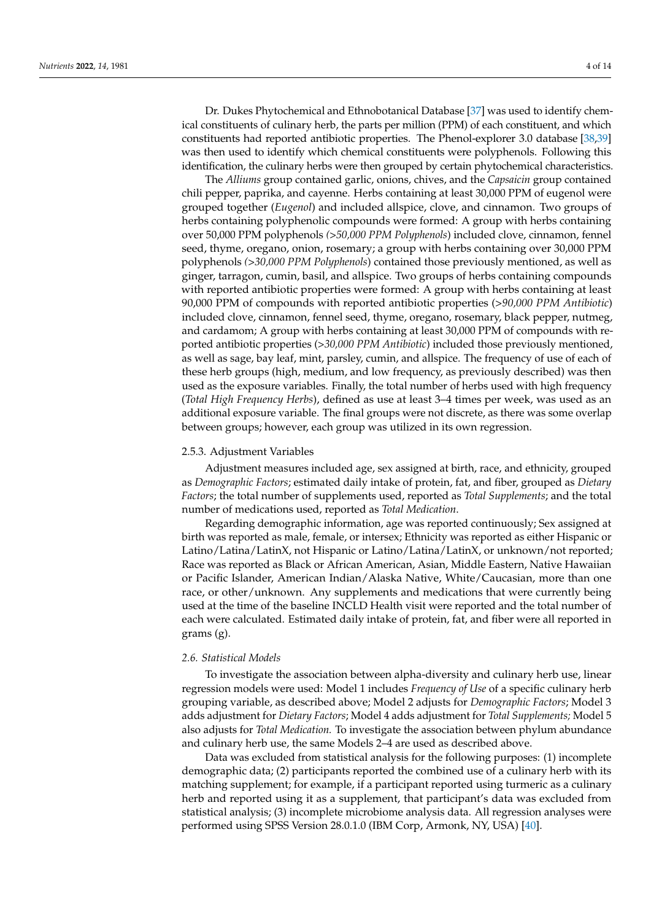Dr. Dukes Phytochemical and Ethnobotanical Database [37] was used to identify chemical constituents of culinary herb, the parts per million (PPM) of each constituent, and which constituents had reported antibiotic properties. The Phenol-explorer 3.0 database [38,39] was then used to identify which chemical constituents were polyphenols. Following this identification, the culinary herbs were then grouped by certain phytochemical characteristics.

The *Alliums* group contained garlic, onions, chives, and the *Capsaicin* group contained chili pepper, paprika, and cayenne. Herbs containing at least 30,000 PPM of eugenol were grouped together (*Eugenol*) and included allspice, clove, and cinnamon. Two groups of herbs containing polyphenolic compounds were formed: A group with herbs containing over 50,000 PPM polyphenols *(>50,000 PPM Polyphenols*) included clove, cinnamon, fennel seed, thyme, oregano, onion, rosemary; a group with herbs containing over 30,000 PPM polyphenols *(>30,000 PPM Polyphenols*) contained those previously mentioned, as well as ginger, tarragon, cumin, basil, and allspice. Two groups of herbs containing compounds with reported antibiotic properties were formed: A group with herbs containing at least 90,000 PPM of compounds with reported antibiotic properties (*>90,000 PPM Antibiotic*) included clove, cinnamon, fennel seed, thyme, oregano, rosemary, black pepper, nutmeg, and cardamom; A group with herbs containing at least 30,000 PPM of compounds with reported antibiotic properties (*>30,000 PPM Antibiotic*) included those previously mentioned, as well as sage, bay leaf, mint, parsley, cumin, and allspice. The frequency of use of each of these herb groups (high, medium, and low frequency, as previously described) was then used as the exposure variables. Finally, the total number of herbs used with high frequency (*Total High Frequency Herbs*), defined as use at least 3–4 times per week, was used as an additional exposure variable. The final groups were not discrete, as there was some overlap between groups; however, each group was utilized in its own regression.

#### 2.5.3. Adjustment Variables

Adjustment measures included age, sex assigned at birth, race, and ethnicity, grouped as *Demographic Factors*; estimated daily intake of protein, fat, and fiber, grouped as *Dietary Factors*; the total number of supplements used, reported as *Total Supplements*; and the total number of medications used, reported as *Total Medication*.

Regarding demographic information, age was reported continuously; Sex assigned at birth was reported as male, female, or intersex; Ethnicity was reported as either Hispanic or Latino/Latina/LatinX, not Hispanic or Latino/Latina/LatinX, or unknown/not reported; Race was reported as Black or African American, Asian, Middle Eastern, Native Hawaiian or Pacific Islander, American Indian/Alaska Native, White/Caucasian, more than one race, or other/unknown. Any supplements and medications that were currently being used at the time of the baseline INCLD Health visit were reported and the total number of each were calculated. Estimated daily intake of protein, fat, and fiber were all reported in grams (g).

### *2.6. Statistical Models*

To investigate the association between alpha-diversity and culinary herb use, linear regression models were used: Model 1 includes *Frequency of Use* of a specific culinary herb grouping variable, as described above; Model 2 adjusts for *Demographic Factors*; Model 3 adds adjustment for *Dietary Factors*; Model 4 adds adjustment for *Total Supplements;* Model 5 also adjusts for *Total Medication.* To investigate the association between phylum abundance and culinary herb use, the same Models 2–4 are used as described above.

Data was excluded from statistical analysis for the following purposes: (1) incomplete demographic data; (2) participants reported the combined use of a culinary herb with its matching supplement; for example, if a participant reported using turmeric as a culinary herb and reported using it as a supplement, that participant's data was excluded from statistical analysis; (3) incomplete microbiome analysis data. All regression analyses were performed using SPSS Version 28.0.1.0 (IBM Corp, Armonk, NY, USA) [40].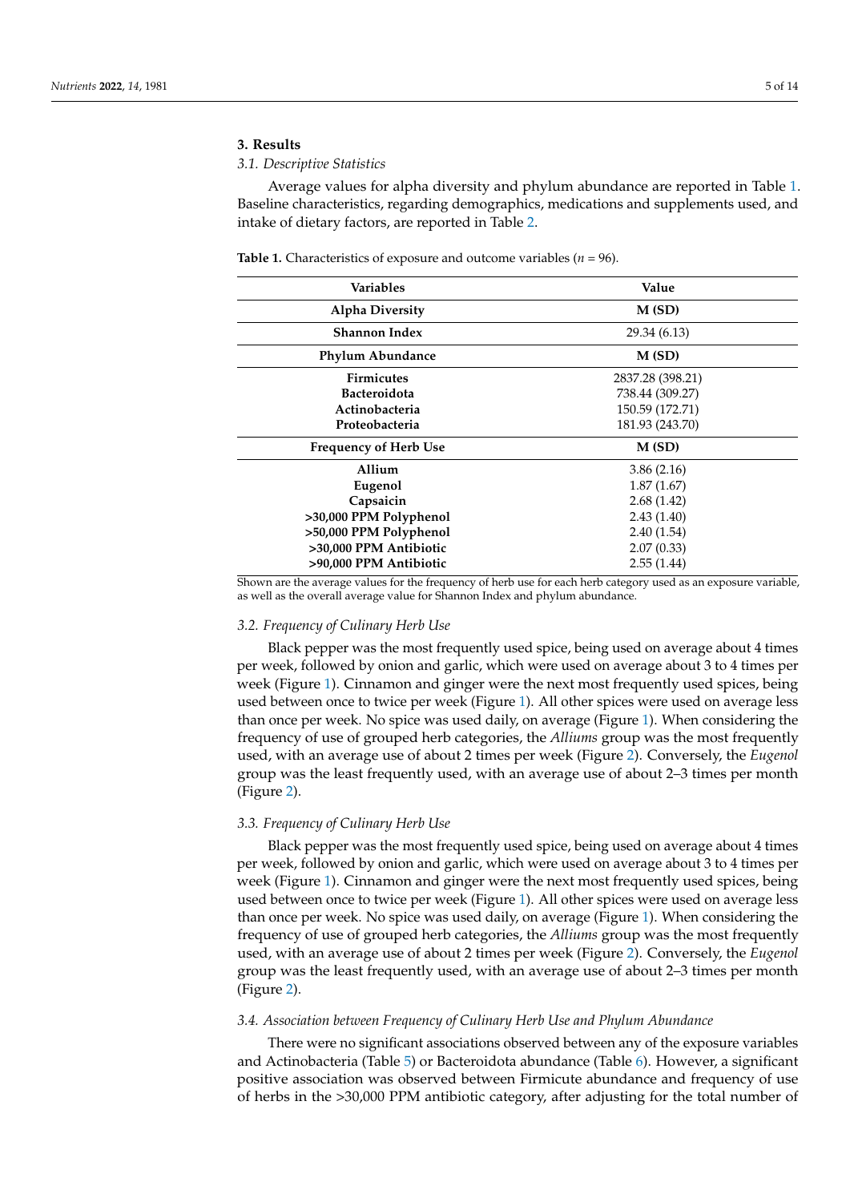## 3. Results

### 3.1. Descriptive Statistics

Average values for alpha diversity and phylum abundance are reported in Table 1. Baseline characteristics, regarding demographics, medications and supplements used, and intake of dietary factors, are reported in Table 2.

**Table 1.** Characteristics of exposure and outcome variables ($n = 96$).

| Variables | Value |
|---|---|
| **Alpha Diversity** | **M (SD)** |
| **Shannon Index** | 29.34 (6.13) |
| **Phylum Abundance** | **M (SD)** |
| **Firmicutes** | 2837.28 (398.21) |
| **Bacteroidota** | 738.44 (309.27) |
| **Actinobacteria** | 150.59 (172.71) |
| **Proteobacteria** | 181.93 (243.70) |
| **Frequency of Herb Use** | **M (SD)** |
| **Allium** | 3.86 (2.16) |
| **Eugenol** | 1.87 (1.67) |
| **Capsaicin** | 2.68 (1.42) |
| **>30,000 PPM Polyphenol** | 2.43 (1.40) |
| **>50,000 PPM Polyphenol** | 2.40 (1.54) |
| **>30,000 PPM Antibiotic** | 2.07 (0.33) |
| **>90,000 PPM Antibiotic** | 2.55 (1.44) |

Shown are the average values for the frequency of herb use for each herb category used as an exposure variable, as well as the overall average value for Shannon Index and phylum abundance.

### 3.2. Frequency of Culinary Herb Use

Black pepper was the most frequently used spice, being used on average about 4 times per week, followed by onion and garlic, which were used on average about 3 to 4 times per week (Figure 1). Cinnamon and ginger were the next most frequently used spices, being used between once to twice per week (Figure 1). All other spices were used on average less than once per week. No spice was used daily, on average (Figure 1). When considering the frequency of use of grouped herb categories, the *Alliums* group was the most frequently used, with an average use of about 2 times per week (Figure 2). Conversely, the *Eugenol* group was the least frequently used, with an average use of about 2–3 times per month (Figure 2).

### 3.3. Frequency of Culinary Herb Use

Black pepper was the most frequently used spice, being used on average about 4 times per week, followed by onion and garlic, which were used on average about 3 to 4 times per week (Figure 1). Cinnamon and ginger were the next most frequently used spices, being used between once to twice per week (Figure 1). All other spices were used on average less than once per week. No spice was used daily, on average (Figure 1). When considering the frequency of use of grouped herb categories, the *Alliums* group was the most frequently used, with an average use of about 2 times per week (Figure 2). Conversely, the *Eugenol* group was the least frequently used, with an average use of about 2–3 times per month (Figure 2).

### 3.4. Association between Frequency of Culinary Herb Use and Phylum Abundance

There were no significant associations observed between any of the exposure variables and Actinobacteria (Table 5) or Bacteroidota abundance (Table 6). However, a significant positive association was observed between Firmicute abundance and frequency of use of herbs in the >30,000 PPM antibiotic category, after adjusting for the total number of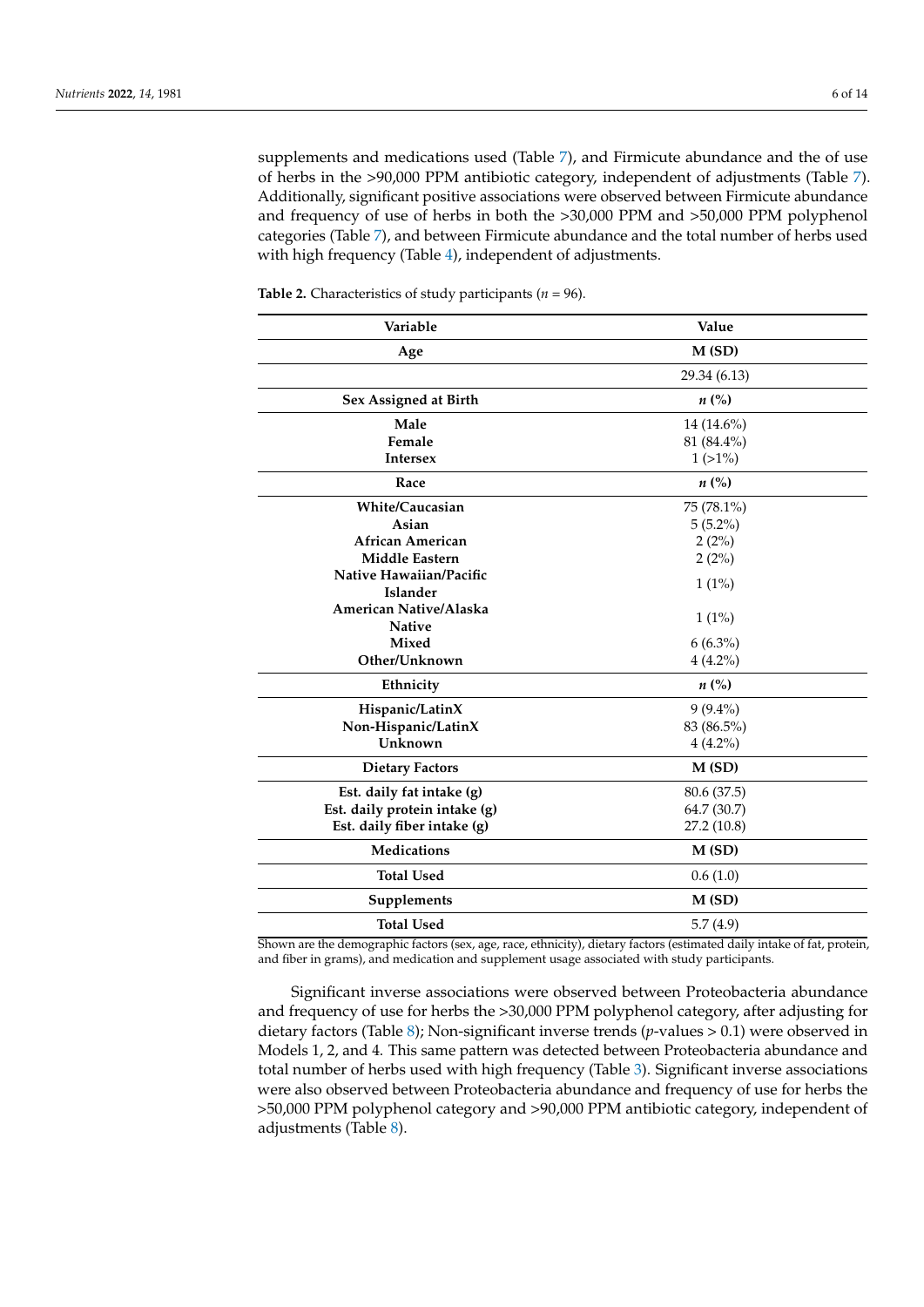supplements and medications used (Table 7), and Firmicute abundance and the of use of herbs in the >90,000 PPM antibiotic category, independent of adjustments (Table 7). Additionally, significant positive associations were observed between Firmicute abundance and frequency of use of herbs in both the >30,000 PPM and >50,000 PPM polyphenol categories (Table 7), and between Firmicute abundance and the total number of herbs used with high frequency (Table 4), independent of adjustments.

**Table 2.** Characteristics of study participants ($n$ = 96).

| Variable | Value |
|---|---|
| **Age** | **M (SD)** |
| | 29.34 (6.13) |
| **Sex Assigned at Birth** | ***n* (%)** |
| **Male** | 14 (14.6%) |
| **Female** | 81 (84.4%) |
| **Intersex** | 1 (>1%) |
| **Race** | ***n* (%)** |
| **White/Caucasian** | 75 (78.1%) |
| **Asian** | 5 (5.2%) |
| **African American** | 2 (2%) |
| **Middle Eastern** | 2 (2%) |
| **Native Hawaiian/Pacific Islander** | 1 (1%) |
| **American Native/Alaska Native** | 1 (1%) |
| **Mixed** | 6 (6.3%) |
| **Other/Unknown** | 4 (4.2%) |
| **Ethnicity** | ***n* (%)** |
| **Hispanic/LatinX** | 9 (9.4%) |
| **Non-Hispanic/LatinX** | 83 (86.5%) |
| **Unknown** | 4 (4.2%) |
| **Dietary Factors** | **M (SD)** |
| **Est. daily fat intake (g)** | 80.6 (37.5) |
| **Est. daily protein intake (g)** | 64.7 (30.7) |
| **Est. daily fiber intake (g)** | 27.2 (10.8) |
| **Medications** | **M (SD)** |
| **Total Used** | 0.6 (1.0) |
| **Supplements** | **M (SD)** |
| **Total Used** | 5.7 (4.9) |

Shown are the demographic factors (sex, age, race, ethnicity), dietary factors (estimated daily intake of fat, protein, and fiber in grams), and medication and supplement usage associated with study participants.

Significant inverse associations were observed between Proteobacteria abundance and frequency of use for herbs the >30,000 PPM polyphenol category, after adjusting for dietary factors (Table 8); Non-significant inverse trends ($p$-values > 0.1) were observed in Models 1, 2, and 4. This same pattern was detected between Proteobacteria abundance and total number of herbs used with high frequency (Table 3). Significant inverse associations were also observed between Proteobacteria abundance and frequency of use for herbs the >50,000 PPM polyphenol category and >90,000 PPM antibiotic category, independent of adjustments (Table 8).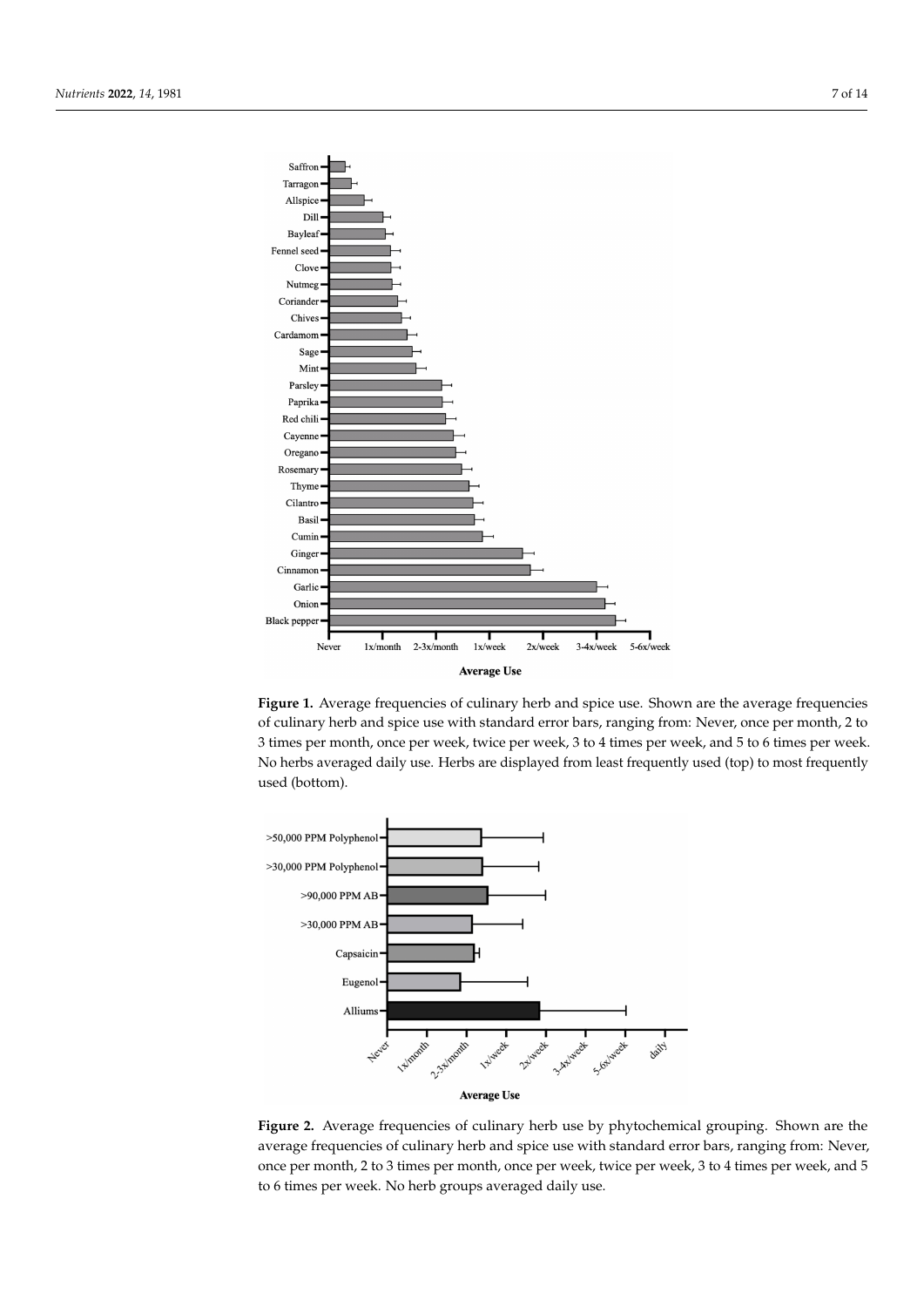**Figure 1.** Average frequencies of culinary herb and spice use. Shown are the average frequencies of culinary herb and spice use with standard error bars, ranging from: Never, once per month, 2 to 3 times per month, once per week, twice per week, 3 to 4 times per week, and 5 to 6 times per week. No herbs averaged daily use. Herbs are displayed from least frequently used (top) to most frequently used (bottom).

**Figure 2.** Average frequencies of culinary herb use by phytochemical grouping. Shown are the average frequencies of culinary herb and spice use with standard error bars, ranging from: Never, once per month, 2 to 3 times per month, once per week, twice per week, 3 to 4 times per week, and 5 to 6 times per week. No herb groups averaged daily use.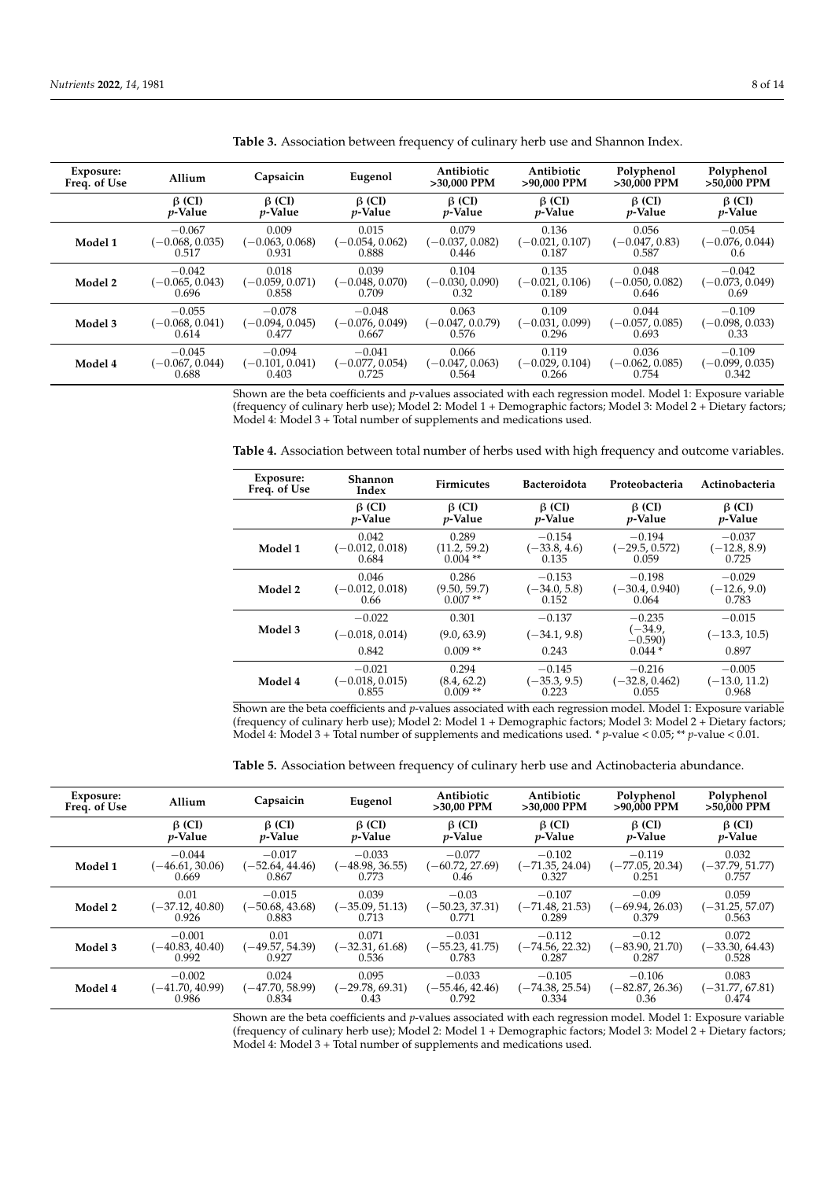**Table 3.** Association between frequency of culinary herb use and Shannon Index.

| Exposure: Freq. of Use | Allium | Capsaicin | Eugenol | Antibiotic >30,000 PPM | Antibiotic >90,000 PPM | Polyphenol >30,000 PPM | Polyphenol >50,000 PPM |
|---|---|---|---|---|---|---|---|
| | β (CI) *p*-Value | β (CI) *p*-Value | β (CI) *p*-Value | β (CI) *p*-Value | β (CI) *p*-Value | β (CI) *p*-Value | β (CI) *p*-Value |
| **Model 1** | −0.067 (−0.068, 0.035) 0.517 | 0.009 (−0.063, 0.068) 0.931 | 0.015 (−0.054, 0.062) 0.888 | 0.079 (−0.037, 0.082) 0.446 | 0.136 (−0.021, 0.107) 0.187 | 0.056 (−0.047, 0.83) 0.587 | −0.054 (−0.076, 0.044) 0.6 |
| **Model 2** | −0.042 (−0.065, 0.043) 0.696 | 0.018 (−0.059, 0.071) 0.858 | 0.039 (−0.048, 0.070) 0.709 | 0.104 (−0.030, 0.090) 0.32 | 0.135 (−0.021, 0.106) 0.189 | 0.048 (−0.050, 0.082) 0.646 | −0.042 (−0.073, 0.049) 0.69 |
| **Model 3** | −0.055 (−0.068, 0.041) 0.614 | −0.078 (−0.094, 0.045) 0.477 | −0.048 (−0.076, 0.049) 0.667 | 0.063 (−0.047, 0.0.79) 0.576 | 0.109 (−0.031, 0.099) 0.296 | 0.044 (−0.057, 0.085) 0.693 | −0.109 (−0.098, 0.033) 0.33 |
| **Model 4** | −0.045 (−0.067, 0.044) 0.688 | −0.094 (−0.101, 0.041) 0.403 | −0.041 (−0.077, 0.054) 0.725 | 0.066 (−0.047, 0.063) 0.564 | 0.119 (−0.029, 0.104) 0.266 | 0.036 (−0.062, 0.085) 0.754 | −0.109 (−0.099, 0.035) 0.342 |

Shown are the beta coefficients and *p*-values associated with each regression model. Model 1: Exposure variable (frequency of culinary herb use); Model 2: Model 1 + Demographic factors; Model 3: Model 2 + Dietary factors; Model 4: Model 3 + Total number of supplements and medications used.

**Table 4.** Association between total number of herbs used with high frequency and outcome variables.

| Exposure: Freq. of Use | Shannon Index | Firmicutes | Bacteroidota | Proteobacteria | Actinobacteria |
|---|---|---|---|---|---|
| | β (CI) *p*-Value | β (CI) *p*-Value | β (CI) *p*-Value | β (CI) *p*-Value | β (CI) *p*-Value |
| **Model 1** | 0.042 (−0.012, 0.018) 0.684 | 0.289 (11.2, 59.2) 0.004 ** | −0.154 (−33.8, 4.6) 0.135 | −0.194 (−29.5, 0.572) 0.059 | −0.037 (−12.8, 8.9) 0.725 |
| **Model 2** | 0.046 (−0.012, 0.018) 0.66 | 0.286 (9.50, 59.7) 0.007 ** | −0.153 (−34.0, 5.8) 0.152 | −0.198 (−30.4, 0.940) 0.064 | −0.029 (−12.6, 9.0) 0.783 |
| **Model 3** | −0.022 (−0.018, 0.014) 0.842 | 0.301 (9.0, 63.9) 0.009 ** | −0.137 (−34.1, 9.8) 0.243 | −0.235 (−34.9, −0.590) 0.044 * | −0.015 (−13.3, 10.5) 0.897 |
| **Model 4** | −0.021 (−0.018, 0.015) 0.855 | 0.294 (8.4, 62.2) 0.009 ** | −0.145 (−35.3, 9.5) 0.223 | −0.216 (−32.8, 0.462) 0.055 | −0.005 (−13.0, 11.2) 0.968 |

Shown are the beta coefficients and *p*-values associated with each regression model. Model 1: Exposure variable (frequency of culinary herb use); Model 2: Model 1 + Demographic factors; Model 3: Model 2 + Dietary factors; Model 4: Model 3 + Total number of supplements and medications used. * *p*-value < 0.05; ** *p*-value < 0.01.

**Table 5.** Association between frequency of culinary herb use and Actinobacteria abundance.

| Exposure: Freq. of Use | Allium | Capsaicin | Eugenol | Antibiotic >30,00 PPM | Antibiotic >30,000 PPM | Polyphenol >90,000 PPM | Polyphenol >50,000 PPM |
|---|---|---|---|---|---|---|---|
| | β (CI) *p*-Value | β (CI) *p*-Value | β (CI) *p*-Value | β (CI) *p*-Value | β (CI) *p*-Value | β (CI) *p*-Value | β (CI) *p*-Value |
| **Model 1** | −0.044 (−46.61, 30.06) 0.669 | −0.017 (−52.64, 44.46) 0.867 | −0.033 (−48.98, 36.55) 0.773 | −0.077 (−60.72, 27.69) 0.46 | −0.102 (−71.35, 24.04) 0.327 | −0.119 (−77.05, 20.34) 0.251 | 0.032 (−37.79, 51.77) 0.757 |
| **Model 2** | 0.01 (−37.12, 40.80) 0.926 | −0.015 (−50.68, 43.68) 0.883 | 0.039 (−35.09, 51.13) 0.713 | −0.03 (−50.23, 37.31) 0.771 | −0.107 (−71.48, 21.53) 0.289 | −0.09 (−69.94, 26.03) 0.379 | 0.059 (−31.25, 57.07) 0.563 |
| **Model 3** | −0.001 (−40.83, 40.40) 0.992 | 0.01 (−49.57, 54.39) 0.927 | 0.071 (−32.31, 61.68) 0.536 | −0.031 (−55.23, 41.75) 0.783 | −0.112 (−74.56, 22.32) 0.287 | −0.12 (−83.90, 21.70) 0.287 | 0.072 (−33.30, 64.43) 0.528 |
| **Model 4** | −0.002 (−41.70, 40.99) 0.986 | 0.024 (−47.70, 58.99) 0.834 | 0.095 (−29.78, 69.31) 0.43 | −0.033 (−55.46, 42.46) 0.792 | −0.105 (−74.38, 25.54) 0.334 | −0.106 (−82.87, 26.36) 0.36 | 0.083 (−31.77, 67.81) 0.474 |

Shown are the beta coefficients and *p*-values associated with each regression model. Model 1: Exposure variable (frequency of culinary herb use); Model 2: Model 1 + Demographic factors; Model 3: Model 2 + Dietary factors; Model 4: Model 3 + Total number of supplements and medications used.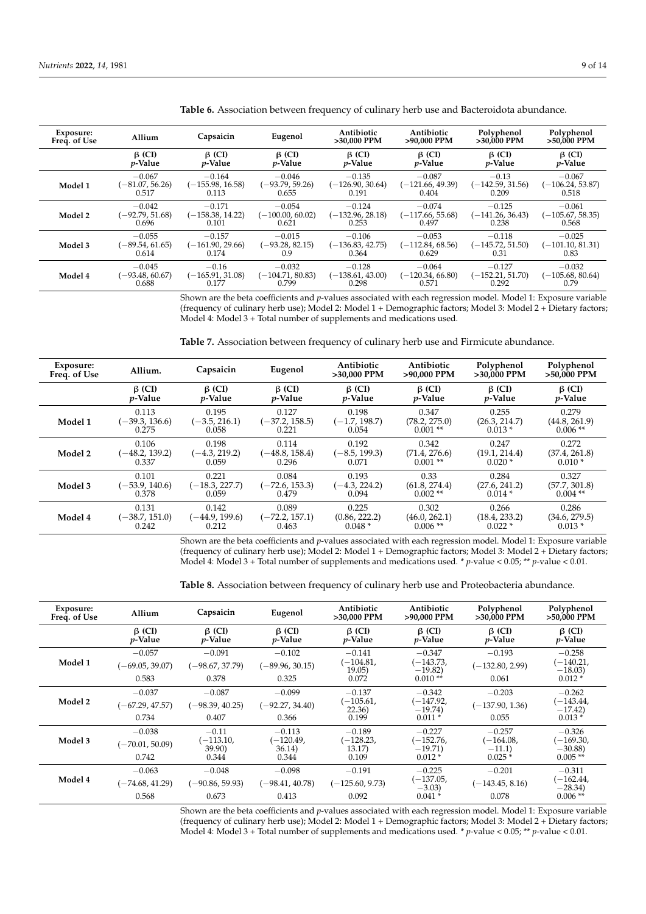**Table 6.** Association between frequency of culinary herb use and Bacteroidota abundance.

| Exposure: Freq. of Use | Allium | Capsaicin | Eugenol | Antibiotic >30,000 PPM | Antibiotic >90,000 PPM | Polyphenol >30,000 PPM | Polyphenol >50,000 PPM |
|---|---|---|---|---|---|---|---|
| | β (CI) *p*-Value | β (CI) *p*-Value | β (CI) *p*-Value | β (CI) *p*-Value | β (CI) *p*-Value | β (CI) *p*-Value | β (CI) *p*-Value |
| **Model 1** | −0.067 (−81.07, 56.26) 0.517 | −0.164 (−155.98, 16.58) 0.113 | −0.046 (−93.79, 59.26) 0.655 | −0.135 (−126.90, 30.64) 0.191 | −0.087 (−121.66, 49.39) 0.404 | −0.13 (−142.59, 31.56) 0.209 | −0.067 (−106.24, 53.87) 0.518 |
| **Model 2** | −0.042 (−92.79, 51.68) 0.696 | −0.171 (−158.38, 14.22) 0.101 | −0.054 (−100.00, 60.02) 0.621 | −0.124 (−132.96, 28.18) 0.253 | −0.074 (−117.66, 55.68) 0.497 | −0.125 (−141.26, 36.43) 0.238 | −0.061 (−105.67, 58.35) 0.568 |
| **Model 3** | −0.055 (−89.54, 61.65) 0.614 | −0.157 (−161.90, 29.66) 0.174 | −0.015 (−93.28, 82.15) 0.9 | −0.106 (−136.83, 42.75) 0.364 | −0.053 (−112.84, 68.56) 0.629 | −0.118 (−145.72, 51.50) 0.31 | −0.025 (−101.10, 81.31) 0.83 |
| **Model 4** | −0.045 (−93.48, 60.67) 0.688 | −0.16 (−165.91, 31.08) 0.177 | −0.032 (−104.71, 80.83) 0.799 | −0.128 (−138.61, 43.00) 0.298 | −0.064 (−120.34, 66.80) 0.571 | −0.127 (−152.21, 51.70) 0.292 | −0.032 (−105.68, 80.64) 0.79 |

Shown are the beta coefficients and *p*-values associated with each regression model. Model 1: Exposure variable (frequency of culinary herb use); Model 2: Model 1 + Demographic factors; Model 3: Model 2 + Dietary factors; Model 4: Model 3 + Total number of supplements and medications used.

**Table 7.** Association between frequency of culinary herb use and Firmicute abundance.

| Exposure: Freq. of Use | Allium. | Capsaicin | Eugenol | Antibiotic >30,000 PPM | Antibiotic >90,000 PPM | Polyphenol >30,000 PPM | Polyphenol >50,000 PPM |
|---|---|---|---|---|---|---|---|
| | β (CI) *p*-Value | β (CI) *p*-Value | β (CI) *p*-Value | β (CI) *p*-Value | β (CI) *p*-Value | β (CI) *p*-Value | β (CI) *p*-Value |
| **Model 1** | 0.113 (−39.3, 136.6) 0.275 | 0.195 (−3.5, 216.1) 0.058 | 0.127 (−37.2, 158.5) 0.221 | 0.198 (−1.7, 198.7) 0.054 | 0.347 (78.2, 275.0) 0.001 ** | 0.255 (26.3, 214.7) 0.013 * | 0.279 (44.8, 261.9) 0.006 ** |
| **Model 2** | 0.106 (−48.2, 139.2) 0.337 | 0.198 (−4.3, 219.2) 0.059 | 0.114 (−48.8, 158.4) 0.296 | 0.192 (−8.5, 199.3) 0.071 | 0.342 (71.4, 276.6) 0.001 ** | 0.247 (19.1, 214.4) 0.020 * | 0.272 (37.4, 261.8) 0.010 * |
| **Model 3** | 0.101 (−53.9, 140.6) 0.378 | 0.221 (−18.3, 227.7) 0.059 | 0.084 (−72.6, 153.3) 0.479 | 0.193 (−4.3, 224.2) 0.094 | 0.33 (61.8, 274.4) 0.002 ** | 0.284 (27.6, 241.2) 0.014 * | 0.327 (57.7, 301.8) 0.004 ** |
| **Model 4** | 0.131 (−38.7, 151.0) 0.242 | 0.142 (−44.9, 199.6) 0.212 | 0.089 (−72.2, 157.1) 0.463 | 0.225 (0.86, 222.2) 0.048 * | 0.302 (46.0, 262.1) 0.006 ** | 0.266 (18.4, 233.2) 0.022 * | 0.286 (34.6, 279.5) 0.013 * |

Shown are the beta coefficients and *p*-values associated with each regression model. Model 1: Exposure variable (frequency of culinary herb use); Model 2: Model 1 + Demographic factors; Model 3: Model 2 + Dietary factors; Model 4: Model 3 + Total number of supplements and medications used. * *p*-value < 0.05; ** *p*-value < 0.01.

**Table 8.** Association between frequency of culinary herb use and Proteobacteria abundance.

| Exposure: Freq. of Use | Allium | Capsaicin | Eugenol | Antibiotic >30,000 PPM | Antibiotic >90,000 PPM | Polyphenol >30,000 PPM | Polyphenol >50,000 PPM |
|---|---|---|---|---|---|---|---|
| | β (CI) *p*-Value | β (CI) *p*-Value | β (CI) *p*-Value | β (CI) *p*-Value | β (CI) *p*-Value | β (CI) *p*-Value | β (CI) *p*-Value |
| **Model 1** | −0.057 (−69.05, 39.07) 0.583 | −0.091 (−98.67, 37.79) 0.378 | −0.102 (−89.96, 30.15) 0.325 | −0.141 (−104.81, 19.05) 0.072 | −0.347 (−143.73, −19.82) 0.010 ** | −0.193 (−132.80, 2.99) 0.061 | −0.258 (−140.21, −18.03) 0.012 * |
| **Model 2** | −0.037 (−67.29, 47.57) 0.734 | −0.087 (−98.39, 40.25) 0.407 | −0.099 (−92.27, 34.40) 0.366 | −0.137 (−105.61, 22.36) 0.199 | −0.342 (−147.92, −19.74) 0.011 * | −0.203 (−137.90, 1.36) 0.055 | −0.262 (−143.44, −17.42) 0.013 * |
| **Model 3** | −0.038 (−70.01, 50.09) 0.742 | −0.11 (−113.10, 39.90) 0.344 | −0.113 (−120.49, 36.14) 0.344 | −0.189 (−128.23, 13.17) 0.109 | −0.227 (−152.76, −19.71) 0.012 * | −0.257 (−164.08, −11.1) 0.025 * | −0.326 (−169.30, −30.88) 0.005 ** |
| **Model 4** | −0.063 (−74.68, 41.29) 0.568 | −0.048 (−90.86, 59.93) 0.673 | −0.098 (−98.41, 40.78) 0.413 | −0.191 (−125.60, 9.73) 0.092 | −0.225 (−137.05, −3.03) 0.041 * | −0.201 (−143.45, 8.16) 0.078 | −0.311 (−162.44, −28.34) 0.006 ** |

Shown are the beta coefficients and *p*-values associated with each regression model. Model 1: Exposure variable (frequency of culinary herb use); Model 2: Model 1 + Demographic factors; Model 3: Model 2 + Dietary factors; Model 4: Model 3 + Total number of supplements and medications used. * *p*-value < 0.05; ** *p*-value < 0.01.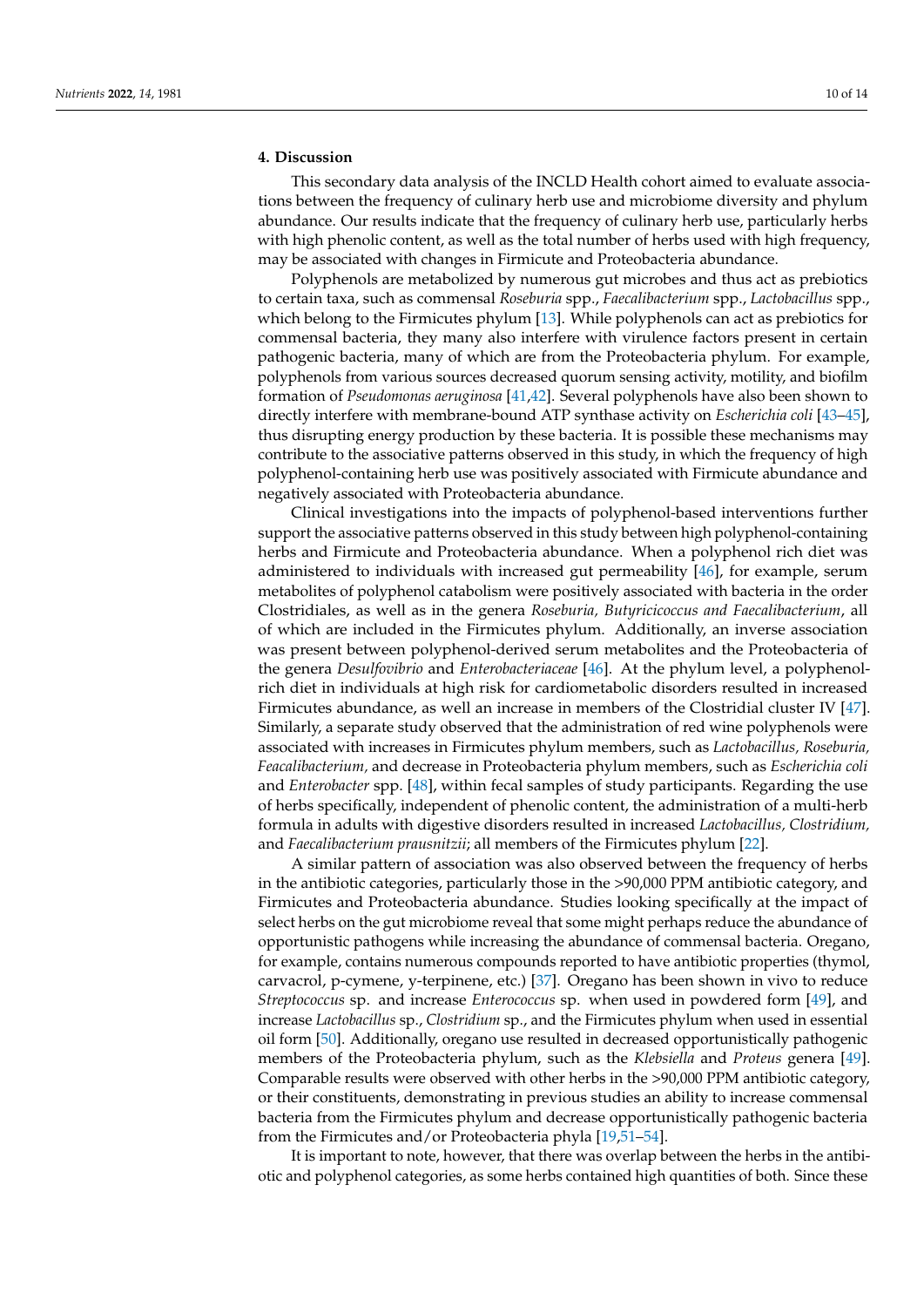## 4. Discussion

This secondary data analysis of the INCLD Health cohort aimed to evaluate associations between the frequency of culinary herb use and microbiome diversity and phylum abundance. Our results indicate that the frequency of culinary herb use, particularly herbs with high phenolic content, as well as the total number of herbs used with high frequency, may be associated with changes in Firmicute and Proteobacteria abundance.

Polyphenols are metabolized by numerous gut microbes and thus act as prebiotics to certain taxa, such as commensal *Roseburia* spp., *Faecalibacterium* spp., *Lactobacillus* spp., which belong to the Firmicutes phylum [13]. While polyphenols can act as prebiotics for commensal bacteria, they many also interfere with virulence factors present in certain pathogenic bacteria, many of which are from the Proteobacteria phylum. For example, polyphenols from various sources decreased quorum sensing activity, motility, and biofilm formation of *Pseudomonas aeruginosa* [41,42]. Several polyphenols have also been shown to directly interfere with membrane-bound ATP synthase activity on *Escherichia coli* [43–45], thus disrupting energy production by these bacteria. It is possible these mechanisms may contribute to the associative patterns observed in this study, in which the frequency of high polyphenol-containing herb use was positively associated with Firmicute abundance and negatively associated with Proteobacteria abundance.

Clinical investigations into the impacts of polyphenol-based interventions further support the associative patterns observed in this study between high polyphenol-containing herbs and Firmicute and Proteobacteria abundance. When a polyphenol rich diet was administered to individuals with increased gut permeability [46], for example, serum metabolites of polyphenol catabolism were positively associated with bacteria in the order Clostridiales, as well as in the genera *Roseburia, Butyricicoccus and Faecalibacterium*, all of which are included in the Firmicutes phylum. Additionally, an inverse association was present between polyphenol-derived serum metabolites and the Proteobacteria of the genera *Desulfovibrio* and *Enterobacteriaceae* [46]. At the phylum level, a polyphenol-rich diet in individuals at high risk for cardiometabolic disorders resulted in increased Firmicutes abundance, as well an increase in members of the Clostridial cluster IV [47]. Similarly, a separate study observed that the administration of red wine polyphenols were associated with increases in Firmicutes phylum members, such as *Lactobacillus, Roseburia, Feacalibacterium*, and decrease in Proteobacteria phylum members, such as *Escherichia coli* and *Enterobacter* spp. [48], within fecal samples of study participants. Regarding the use of herbs specifically, independent of phenolic content, the administration of a multi-herb formula in adults with digestive disorders resulted in increased *Lactobacillus, Clostridium,* and *Faecalibacterium prausnitzii*; all members of the Firmicutes phylum [22].

A similar pattern of association was also observed between the frequency of herbs in the antibiotic categories, particularly those in the >90,000 PPM antibiotic category, and Firmicutes and Proteobacteria abundance. Studies looking specifically at the impact of select herbs on the gut microbiome reveal that some might perhaps reduce the abundance of opportunistic pathogens while increasing the abundance of commensal bacteria. Oregano, for example, contains numerous compounds reported to have antibiotic properties (thymol, carvacrol, p-cymene, y-terpinene, etc.) [37]. Oregano has been shown in vivo to reduce *Streptococcus* sp. and increase *Enterococcus* sp. when used in powdered form [49], and increase *Lactobacillus* sp., *Clostridium* sp., and the Firmicutes phylum when used in essential oil form [50]. Additionally, oregano use resulted in decreased opportunistically pathogenic members of the Proteobacteria phylum, such as the *Klebsiella* and *Proteus* genera [49]. Comparable results were observed with other herbs in the >90,000 PPM antibiotic category, or their constituents, demonstrating in previous studies an ability to increase commensal bacteria from the Firmicutes phylum and decrease opportunistically pathogenic bacteria from the Firmicutes and/or Proteobacteria phyla [19,51–54].

It is important to note, however, that there was overlap between the herbs in the antibiotic and polyphenol categories, as some herbs contained high quantities of both. Since these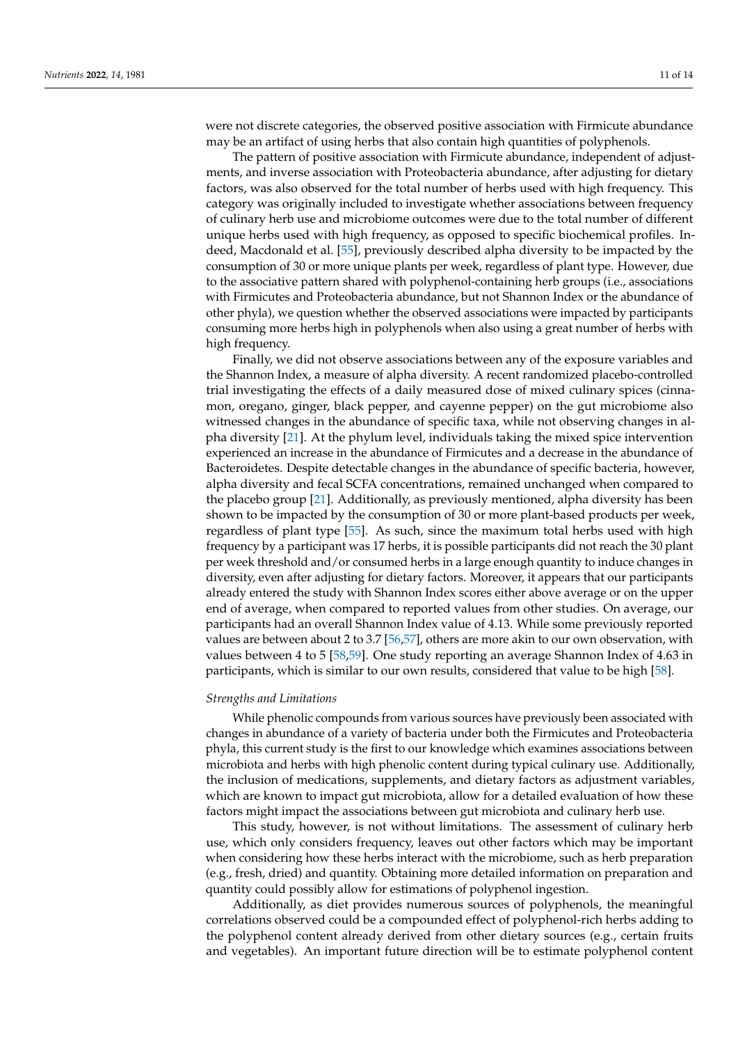were not discrete categories, the observed positive association with Firmicute abundance may be an artifact of using herbs that also contain high quantities of polyphenols.

The pattern of positive association with Firmicute abundance, independent of adjustments, and inverse association with Proteobacteria abundance, after adjusting for dietary factors, was also observed for the total number of herbs used with high frequency. This category was originally included to investigate whether associations between frequency of culinary herb use and microbiome outcomes were due to the total number of different unique herbs used with high frequency, as opposed to specific biochemical profiles. Indeed, Macdonald et al. [55], previously described alpha diversity to be impacted by the consumption of 30 or more unique plants per week, regardless of plant type. However, due to the associative pattern shared with polyphenol-containing herb groups (i.e., associations with Firmicutes and Proteobacteria abundance, but not Shannon Index or the abundance of other phyla), we question whether the observed associations were impacted by participants consuming more herbs high in polyphenols when also using a great number of herbs with high frequency.

Finally, we did not observe associations between any of the exposure variables and the Shannon Index, a measure of alpha diversity. A recent randomized placebo-controlled trial investigating the effects of a daily measured dose of mixed culinary spices (cinnamon, oregano, ginger, black pepper, and cayenne pepper) on the gut microbiome also witnessed changes in the abundance of specific taxa, while not observing changes in alpha diversity [21]. At the phylum level, individuals taking the mixed spice intervention experienced an increase in the abundance of Firmicutes and a decrease in the abundance of Bacteroidetes. Despite detectable changes in the abundance of specific bacteria, however, alpha diversity and fecal SCFA concentrations, remained unchanged when compared to the placebo group [21]. Additionally, as previously mentioned, alpha diversity has been shown to be impacted by the consumption of 30 or more plant-based products per week, regardless of plant type [55]. As such, since the maximum total herbs used with high frequency by a participant was 17 herbs, it is possible participants did not reach the 30 plant per week threshold and/or consumed herbs in a large enough quantity to induce changes in diversity, even after adjusting for dietary factors. Moreover, it appears that our participants already entered the study with Shannon Index scores either above average or on the upper end of average, when compared to reported values from other studies. On average, our participants had an overall Shannon Index value of 4.13. While some previously reported values are between about 2 to 3.7 [56,57], others are more akin to our own observation, with values between 4 to 5 [58,59]. One study reporting an average Shannon Index of 4.63 in participants, which is similar to our own results, considered that value to be high [58].

*Strengths and Limitations*

While phenolic compounds from various sources have previously been associated with changes in abundance of a variety of bacteria under both the Firmicutes and Proteobacteria phyla, this current study is the first to our knowledge which examines associations between microbiota and herbs with high phenolic content during typical culinary use. Additionally, the inclusion of medications, supplements, and dietary factors as adjustment variables, which are known to impact gut microbiota, allow for a detailed evaluation of how these factors might impact the associations between gut microbiota and culinary herb use.

This study, however, is not without limitations. The assessment of culinary herb use, which only considers frequency, leaves out other factors which may be important when considering how these herbs interact with the microbiome, such as herb preparation (e.g., fresh, dried) and quantity. Obtaining more detailed information on preparation and quantity could possibly allow for estimations of polyphenol ingestion.

Additionally, as diet provides numerous sources of polyphenols, the meaningful correlations observed could be a compounded effect of polyphenol-rich herbs adding to the polyphenol content already derived from other dietary sources (e.g., certain fruits and vegetables). An important future direction will be to estimate polyphenol content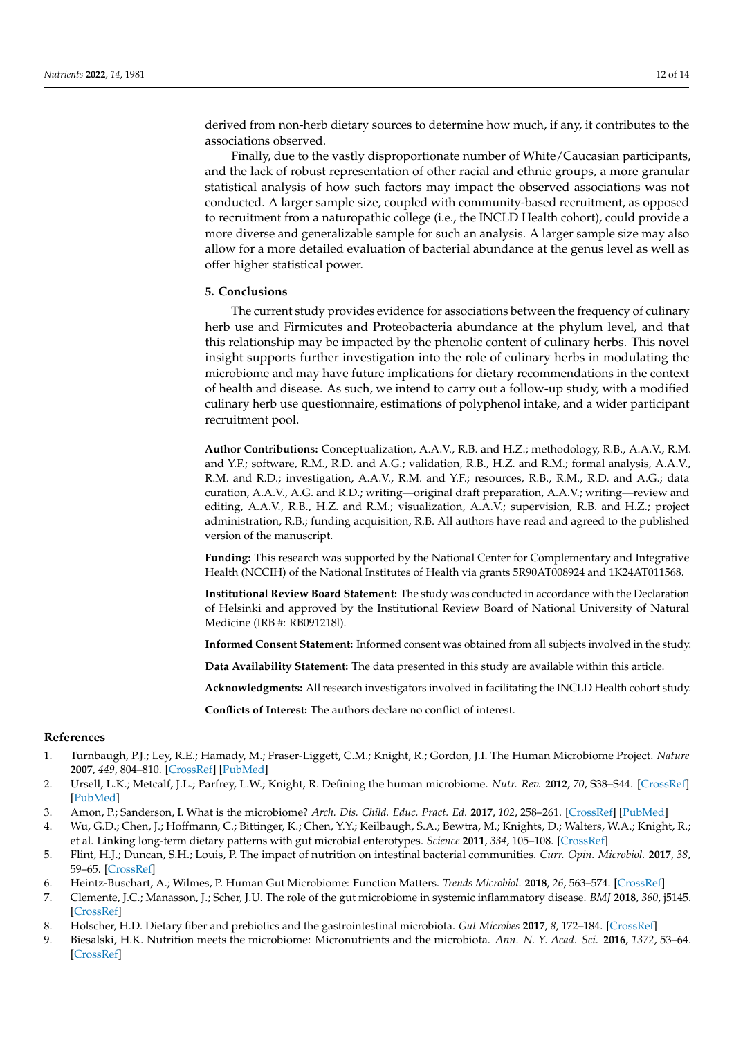derived from non-herb dietary sources to determine how much, if any, it contributes to the associations observed.

Finally, due to the vastly disproportionate number of White/Caucasian participants, and the lack of robust representation of other racial and ethnic groups, a more granular statistical analysis of how such factors may impact the observed associations was not conducted. A larger sample size, coupled with community-based recruitment, as opposed to recruitment from a naturopathic college (i.e., the INCLD Health cohort), could provide a more diverse and generalizable sample for such an analysis. A larger sample size may also allow for a more detailed evaluation of bacterial abundance at the genus level as well as offer higher statistical power.

## 5. Conclusions

The current study provides evidence for associations between the frequency of culinary herb use and Firmicutes and Proteobacteria abundance at the phylum level, and that this relationship may be impacted by the phenolic content of culinary herbs. This novel insight supports further investigation into the role of culinary herbs in modulating the microbiome and may have future implications for dietary recommendations in the context of health and disease. As such, we intend to carry out a follow-up study, with a modified culinary herb use questionnaire, estimations of polyphenol intake, and a wider participant recruitment pool.

**Author Contributions:** Conceptualization, A.A.V., R.B. and H.Z.; methodology, R.B., A.A.V., R.M. and Y.F.; software, R.M., R.D. and A.G.; validation, R.B., H.Z. and R.M.; formal analysis, A.A.V., R.M. and R.D.; investigation, A.A.V., R.M. and Y.F.; resources, R.B., R.M., R.D. and A.G.; data curation, A.A.V., A.G. and R.D.; writing—original draft preparation, A.A.V.; writing—review and editing, A.A.V., R.B., H.Z. and R.M.; visualization, A.A.V.; supervision, R.B. and H.Z.; project administration, R.B.; funding acquisition, R.B. All authors have read and agreed to the published version of the manuscript.

**Funding:** This research was supported by the National Center for Complementary and Integrative Health (NCCIH) of the National Institutes of Health via grants 5R90AT008924 and 1K24AT011568.

**Institutional Review Board Statement:** The study was conducted in accordance with the Declaration of Helsinki and approved by the Institutional Review Board of National University of Natural Medicine (IRB #: RB091218l).

**Informed Consent Statement:** Informed consent was obtained from all subjects involved in the study.

**Data Availability Statement:** The data presented in this study are available within this article.

**Acknowledgments:** All research investigators involved in facilitating the INCLD Health cohort study.

**Conflicts of Interest:** The authors declare no conflict of interest.

## References

1. Turnbaugh, P.J.; Ley, R.E.; Hamady, M.; Fraser-Liggett, C.M.; Knight, R.; Gordon, J.I. The Human Microbiome Project. *Nature* **2007**, *449*, 804–810. [CrossRef] [PubMed]
2. Ursell, L.K.; Metcalf, J.L.; Parfrey, L.W.; Knight, R. Defining the human microbiome. *Nutr. Rev.* **2012**, *70*, S38–S44. [CrossRef] [PubMed]
3. Amon, P.; Sanderson, I. What is the microbiome? *Arch. Dis. Child. Educ. Pract. Ed.* **2017**, *102*, 258–261. [CrossRef] [PubMed]
4. Wu, G.D.; Chen, J.; Hoffmann, C.; Bittinger, K.; Chen, Y.Y.; Keilbaugh, S.A.; Bewtra, M.; Knights, D.; Walters, W.A.; Knight, R.; et al. Linking long-term dietary patterns with gut microbial enterotypes. *Science* **2011**, *334*, 105–108. [CrossRef]
5. Flint, H.J.; Duncan, S.H.; Louis, P. The impact of nutrition on intestinal bacterial communities. *Curr. Opin. Microbiol.* **2017**, *38*, 59–65. [CrossRef]
6. Heintz-Buschart, A.; Wilmes, P. Human Gut Microbiome: Function Matters. *Trends Microbiol.* **2018**, *26*, 563–574. [CrossRef]
7. Clemente, J.C.; Manasson, J.; Scher, J.U. The role of the gut microbiome in systemic inflammatory disease. *BMJ* **2018**, *360*, j5145. [CrossRef]
8. Holscher, H.D. Dietary fiber and prebiotics and the gastrointestinal microbiota. *Gut Microbes* **2017**, *8*, 172–184. [CrossRef]
9. Biesalski, H.K. Nutrition meets the microbiome: Micronutrients and the microbiota. *Ann. N. Y. Acad. Sci.* **2016**, *1372*, 53–64. [CrossRef]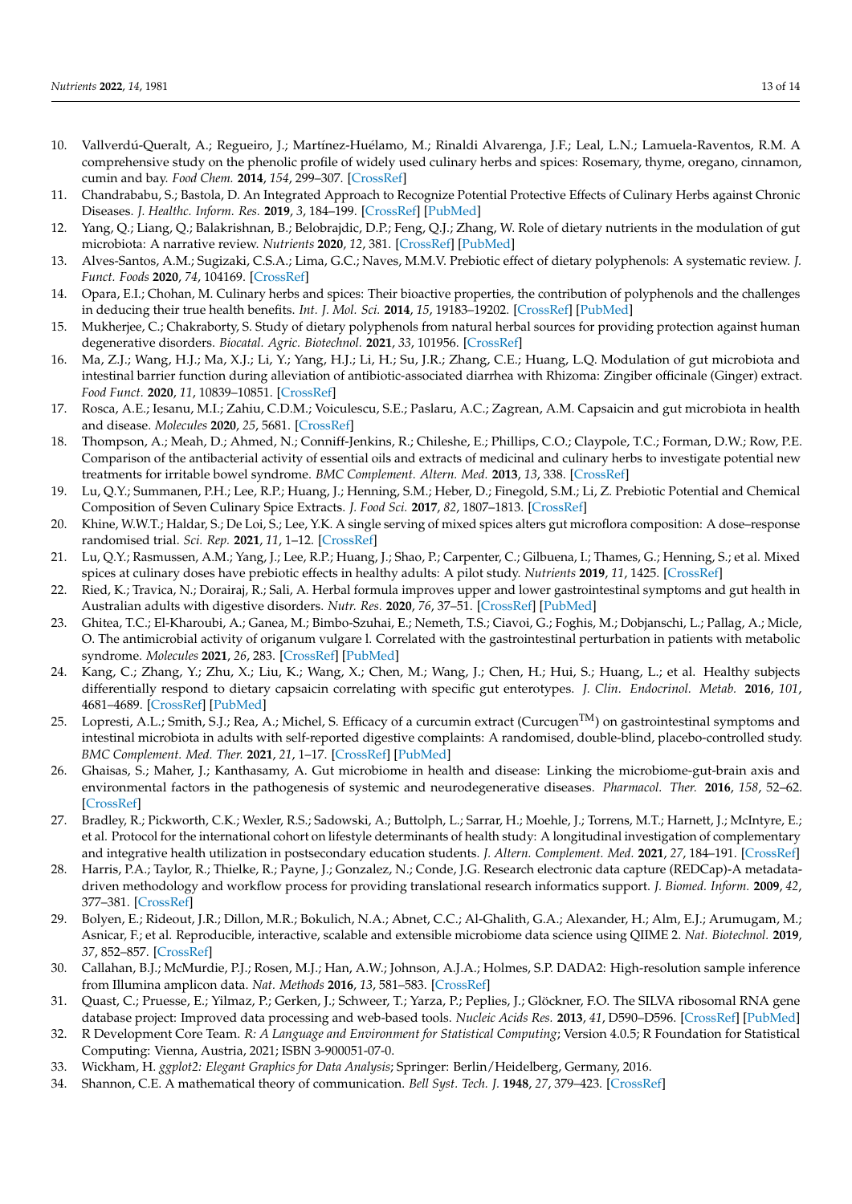10. Vallverdú-Queralt, A.; Regueiro, J.; Martínez-Huélamo, M.; Rinaldi Alvarenga, J.F.; Leal, L.N.; Lamuela-Raventos, R.M. A comprehensive study on the phenolic profile of widely used culinary herbs and spices: Rosemary, thyme, oregano, cinnamon, cumin and bay. *Food Chem.* **2014**, *154*, 299–307. [CrossRef]
11. Chandrababu, S.; Bastola, D. An Integrated Approach to Recognize Potential Protective Effects of Culinary Herbs against Chronic Diseases. *J. Healthc. Inform. Res.* **2019**, *3*, 184–199. [CrossRef] [PubMed]
12. Yang, Q.; Liang, Q.; Balakrishnan, B.; Belobrajdic, D.P.; Feng, Q.J.; Zhang, W. Role of dietary nutrients in the modulation of gut microbiota: A narrative review. *Nutrients* **2020**, *12*, 381. [CrossRef] [PubMed]
13. Alves-Santos, A.M.; Sugizaki, C.S.A.; Lima, G.C.; Naves, M.M.V. Prebiotic effect of dietary polyphenols: A systematic review. *J. Funct. Foods* **2020**, *74*, 104169. [CrossRef]
14. Opara, E.I.; Chohan, M. Culinary herbs and spices: Their bioactive properties, the contribution of polyphenols and the challenges in deducing their true health benefits. *Int. J. Mol. Sci.* **2014**, *15*, 19183–19202. [CrossRef] [PubMed]
15. Mukherjee, C.; Chakraborty, S. Study of dietary polyphenols from natural herbal sources for providing protection against human degenerative disorders. *Biocatal. Agric. Biotechnol.* **2021**, *33*, 101956. [CrossRef]
16. Ma, Z.J.; Wang, H.J.; Ma, X.J.; Li, Y.; Yang, H.J.; Li, H.; Su, J.R.; Zhang, C.E.; Huang, L.Q. Modulation of gut microbiota and intestinal barrier function during alleviation of antibiotic-associated diarrhea with Rhizoma: Zingiber officinale (Ginger) extract. *Food Funct.* **2020**, *11*, 10839–10851. [CrossRef]
17. Rosca, A.E.; Iesanu, M.I.; Zahiu, C.D.M.; Voiculescu, S.E.; Paslaru, A.C.; Zagrean, A.M. Capsaicin and gut microbiota in health and disease. *Molecules* **2020**, *25*, 5681. [CrossRef]
18. Thompson, A.; Meah, D.; Ahmed, N.; Conniff-Jenkins, R.; Chileshe, E.; Phillips, C.O.; Claypole, T.C.; Forman, D.W.; Row, P.E. Comparison of the antibacterial activity of essential oils and extracts of medicinal and culinary herbs to investigate potential new treatments for irritable bowel syndrome. *BMC Complement. Altern. Med.* **2013**, *13*, 338. [CrossRef]
19. Lu, Q.Y.; Summanen, P.H.; Lee, R.P.; Huang, J.; Henning, S.M.; Heber, D.; Finegold, S.M.; Li, Z. Prebiotic Potential and Chemical Composition of Seven Culinary Spice Extracts. *J. Food Sci.* **2017**, *82*, 1807–1813. [CrossRef]
20. Khine, W.W.T.; Haldar, S.; De Loi, S.; Lee, Y.K. A single serving of mixed spices alters gut microflora composition: A dose–response randomised trial. *Sci. Rep.* **2021**, *11*, 1–12. [CrossRef]
21. Lu, Q.Y.; Rasmussen, A.M.; Yang, J.; Lee, R.P.; Huang, J.; Shao, P.; Carpenter, C.; Gilbuena, I.; Thames, G.; Henning, S.; et al. Mixed spices at culinary doses have prebiotic effects in healthy adults: A pilot study. *Nutrients* **2019**, *11*, 1425. [CrossRef]
22. Ried, K.; Travica, N.; Dorairaj, R.; Sali, A. Herbal formula improves upper and lower gastrointestinal symptoms and gut health in Australian adults with digestive disorders. *Nutr. Res.* **2020**, *76*, 37–51. [CrossRef] [PubMed]
23. Ghitea, T.C.; El-Kharoubi, A.; Ganea, M.; Bimbo-Szuhai, E.; Nemeth, T.S.; Ciavoi, G.; Foghis, M.; Dobjanschi, L.; Pallag, A.; Micle, O. The antimicrobial activity of origanum vulgare l. Correlated with the gastrointestinal perturbation in patients with metabolic syndrome. *Molecules* **2021**, *26*, 283. [CrossRef] [PubMed]
24. Kang, C.; Zhang, Y.; Zhu, X.; Liu, K.; Wang, X.; Chen, M.; Wang, J.; Chen, H.; Hui, S.; Huang, L.; et al. Healthy subjects differentially respond to dietary capsaicin correlating with specific gut enterotypes. *J. Clin. Endocrinol. Metab.* **2016**, *101*, 4681–4689. [CrossRef] [PubMed]
25. Lopresti, A.L.; Smith, S.J.; Rea, A.; Michel, S. Efficacy of a curcumin extract (Curcugen™) on gastrointestinal symptoms and intestinal microbiota in adults with self-reported digestive complaints: A randomised, double-blind, placebo-controlled study. *BMC Complement. Med. Ther.* **2021**, *21*, 1–17. [CrossRef] [PubMed]
26. Ghaisas, S.; Maher, J.; Kanthasamy, A. Gut microbiome in health and disease: Linking the microbiome-gut-brain axis and environmental factors in the pathogenesis of systemic and neurodegenerative diseases. *Pharmacol. Ther.* **2016**, *158*, 52–62. [CrossRef]
27. Bradley, R.; Pickworth, C.K.; Wexler, R.S.; Sadowski, A.; Buttolph, L.; Sarrar, H.; Moehle, J.; Torrens, M.T.; Harnett, J.; McIntyre, E.; et al. Protocol for the international cohort on lifestyle determinants of health study: A longitudinal investigation of complementary and integrative health utilization in postsecondary education students. *J. Altern. Complement. Med.* **2021**, *27*, 184–191. [CrossRef]
28. Harris, P.A.; Taylor, R.; Thielke, R.; Payne, J.; Gonzalez, N.; Conde, J.G. Research electronic data capture (REDCap)-A metadata-driven methodology and workflow process for providing translational research informatics support. *J. Biomed. Inform.* **2009**, *42*, 377–381. [CrossRef]
29. Bolyen, E.; Rideout, J.R.; Dillon, M.R.; Bokulich, N.A.; Abnet, C.C.; Al-Ghalith, G.A.; Alexander, H.; Alm, E.J.; Arumugam, M.; Asnicar, F.; et al. Reproducible, interactive, scalable and extensible microbiome data science using QIIME 2. *Nat. Biotechnol.* **2019**, *37*, 852–857. [CrossRef]
30. Callahan, B.J.; McMurdie, P.J.; Rosen, M.J.; Han, A.W.; Johnson, A.J.A.; Holmes, S.P. DADA2: High-resolution sample inference from Illumina amplicon data. *Nat. Methods* **2016**, *13*, 581–583. [CrossRef]
31. Quast, C.; Pruesse, E.; Yilmaz, P.; Gerken, J.; Schweer, T.; Yarza, P.; Peplies, J.; Glöckner, F.O. The SILVA ribosomal RNA gene database project: Improved data processing and web-based tools. *Nucleic Acids Res.* **2013**, *41*, D590–D596. [CrossRef] [PubMed]
32. R Development Core Team. *R: A Language and Environment for Statistical Computing*; Version 4.0.5; R Foundation for Statistical Computing: Vienna, Austria, 2021; ISBN 3-900051-07-0.
33. Wickham, H. *ggplot2: Elegant Graphics for Data Analysis*; Springer: Berlin/Heidelberg, Germany, 2016.
34. Shannon, C.E. A mathematical theory of communication. *Bell Syst. Tech. J.* **1948**, *27*, 379–423. [CrossRef]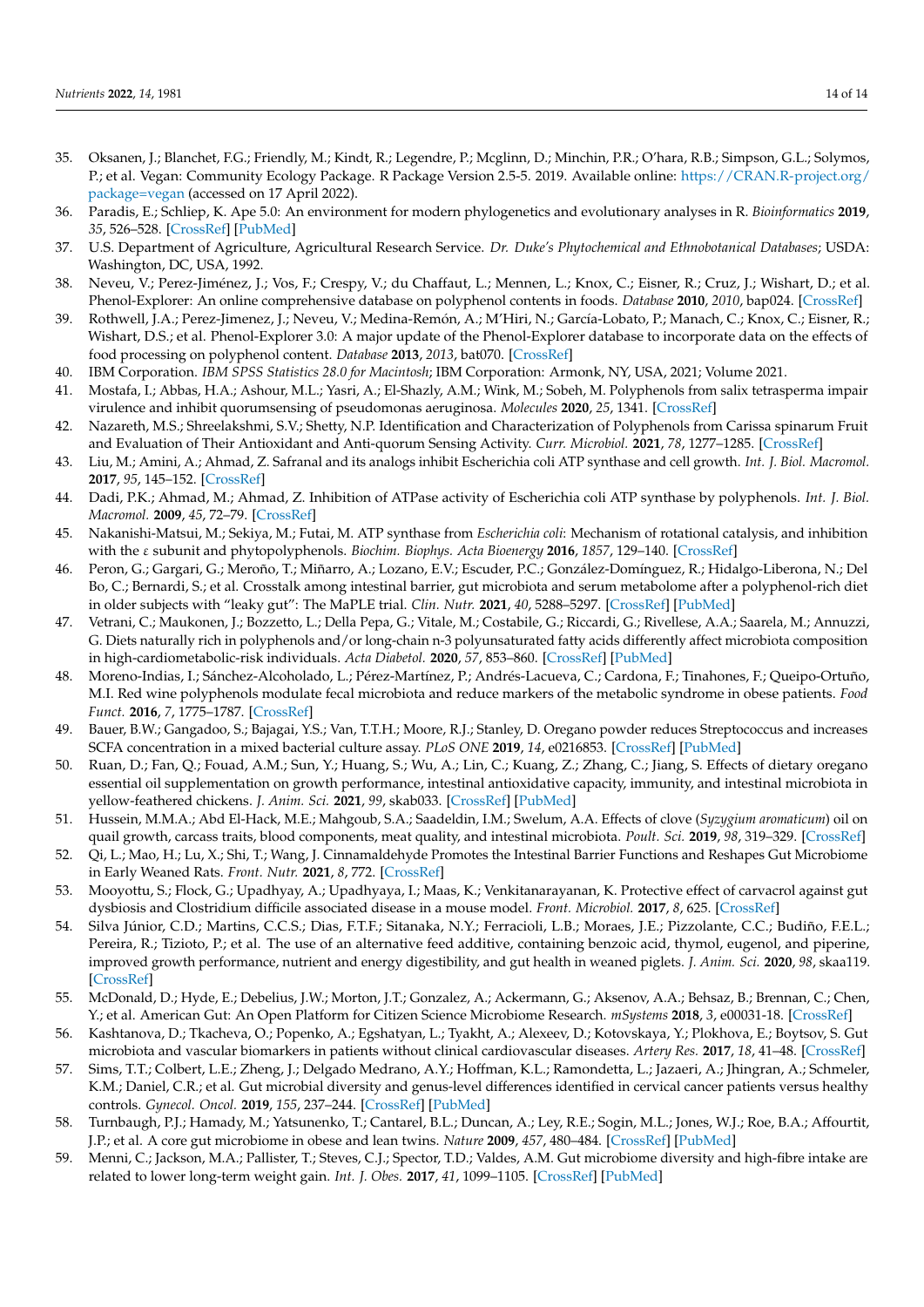35. Oksanen, J.; Blanchet, F.G.; Friendly, M.; Kindt, R.; Legendre, P.; Mcglinn, D.; Minchin, P.R.; O'hara, R.B.; Simpson, G.L.; Solymos, P.; et al. Vegan: Community Ecology Package. R Package Version 2.5-5. 2019. Available online: https://CRAN.R-project.org/package=vegan (accessed on 17 April 2022).
36. Paradis, E.; Schliep, K. Ape 5.0: An environment for modern phylogenetics and evolutionary analyses in R. *Bioinformatics* **2019**, *35*, 526–528. [CrossRef] [PubMed]
37. U.S. Department of Agriculture, Agricultural Research Service. *Dr. Duke's Phytochemical and Ethnobotanical Databases*; USDA: Washington, DC, USA, 1992.
38. Neveu, V.; Perez-Jiménez, J.; Vos, F.; Crespy, V.; du Chaffaut, L.; Mennen, L.; Knox, C.; Eisner, R.; Cruz, J.; Wishart, D.; et al. Phenol-Explorer: An online comprehensive database on polyphenol contents in foods. *Database* **2010**, *2010*, bap024. [CrossRef]
39. Rothwell, J.A.; Perez-Jimenez, J.; Neveu, V.; Medina-Remón, A.; M'Hiri, N.; García-Lobato, P.; Manach, C.; Knox, C.; Eisner, R.; Wishart, D.S.; et al. Phenol-Explorer 3.0: A major update of the Phenol-Explorer database to incorporate data on the effects of food processing on polyphenol content. *Database* **2013**, *2013*, bat070. [CrossRef]
40. IBM Corporation. *IBM SPSS Statistics 28.0 for Macintosh*; IBM Corporation: Armonk, NY, USA, 2021; Volume 2021.
41. Mostafa, I.; Abbas, H.A.; Ashour, M.L.; Yasri, A.; El-Shazly, A.M.; Wink, M.; Sobeh, M. Polyphenols from salix tetrasperma impair virulence and inhibit quorumsensing of pseudomonas aeruginosa. *Molecules* **2020**, *25*, 1341. [CrossRef]
42. Nazareth, M.S.; Shreelakshmi, S.V.; Shetty, N.P. Identification and Characterization of Polyphenols from Carissa spinarum Fruit and Evaluation of Their Antioxidant and Anti-quorum Sensing Activity. *Curr. Microbiol.* **2021**, *78*, 1277–1285. [CrossRef]
43. Liu, M.; Amini, A.; Ahmad, Z. Safranal and its analogs inhibit Escherichia coli ATP synthase and cell growth. *Int. J. Biol. Macromol.* **2017**, *95*, 145–152. [CrossRef]
44. Dadi, P.K.; Ahmad, M.; Ahmad, Z. Inhibition of ATPase activity of Escherichia coli ATP synthase by polyphenols. *Int. J. Biol. Macromol.* **2009**, *45*, 72–79. [CrossRef]
45. Nakanishi-Matsui, M.; Sekiya, M.; Futai, M. ATP synthase from *Escherichia coli*: Mechanism of rotational catalysis, and inhibition with the $\varepsilon$ subunit and phytopolyphenols. *Biochim. Biophys. Acta Bioenergy* **2016**, *1857*, 129–140. [CrossRef]
46. Peron, G.; Gargari, G.; Meroño, T.; Miñarro, A.; Lozano, E.V.; Escuder, P.C.; González-Domínguez, R.; Hidalgo-Liberona, N.; Del Bo, C.; Bernardi, S.; et al. Crosstalk among intestinal barrier, gut microbiota and serum metabolome after a polyphenol-rich diet in older subjects with "leaky gut": The MaPLE trial. *Clin. Nutr.* **2021**, *40*, 5288–5297. [CrossRef] [PubMed]
47. Vetrani, C.; Maukonen, J.; Bozzetto, L.; Della Pepa, G.; Vitale, M.; Costabile, G.; Riccardi, G.; Rivellese, A.A.; Saarela, M.; Annuzzi, G. Diets naturally rich in polyphenols and/or long-chain n-3 polyunsaturated fatty acids differently affect microbiota composition in high-cardiometabolic-risk individuals. *Acta Diabetol.* **2020**, *57*, 853–860. [CrossRef] [PubMed]
48. Moreno-Indias, I.; Sánchez-Alcoholado, L.; Pérez-Martínez, P.; Andrés-Lacueva, C.; Cardona, F.; Tinahones, F.; Queipo-Ortuño, M.I. Red wine polyphenols modulate fecal microbiota and reduce markers of the metabolic syndrome in obese patients. *Food Funct.* **2016**, *7*, 1775–1787. [CrossRef]
49. Bauer, B.W.; Gangadoo, S.; Bajagai, Y.S.; Van, T.T.H.; Moore, R.J.; Stanley, D. Oregano powder reduces Streptococcus and increases SCFA concentration in a mixed bacterial culture assay. *PLoS ONE* **2019**, *14*, e0216853. [CrossRef] [PubMed]
50. Ruan, D.; Fan, Q.; Fouad, A.M.; Sun, Y.; Huang, S.; Wu, A.; Lin, C.; Kuang, Z.; Zhang, C.; Jiang, S. Effects of dietary oregano essential oil supplementation on growth performance, intestinal antioxidative capacity, immunity, and intestinal microbiota in yellow-feathered chickens. *J. Anim. Sci.* **2021**, *99*, skab033. [CrossRef] [PubMed]
51. Hussein, M.M.A.; Abd El-Hack, M.E.; Mahgoub, S.A.; Saadeldin, I.M.; Swelum, A.A. Effects of clove (*Syzygium aromaticum*) oil on quail growth, carcass traits, blood components, meat quality, and intestinal microbiota. *Poult. Sci.* **2019**, *98*, 319–329. [CrossRef]
52. Qi, L.; Mao, H.; Lu, X.; Shi, T.; Wang, J. Cinnamaldehyde Promotes the Intestinal Barrier Functions and Reshapes Gut Microbiome in Early Weaned Rats. *Front. Nutr.* **2021**, *8*, 772. [CrossRef]
53. Mooyottu, S.; Flock, G.; Upadhyay, A.; Upadhyaya, I.; Maas, K.; Venkitanarayanan, K. Protective effect of carvacrol against gut dysbiosis and Clostridium difficile associated disease in a mouse model. *Front. Microbiol.* **2017**, *8*, 625. [CrossRef]
54. Silva Júnior, C.D.; Martins, C.C.S.; Dias, F.T.F.; Sitanaka, N.Y.; Ferracioli, L.B.; Moraes, J.E.; Pizzolante, C.C.; Budiño, F.E.L.; Pereira, R.; Tizioto, P.; et al. The use of an alternative feed additive, containing benzoic acid, thymol, eugenol, and piperine, improved growth performance, nutrient and energy digestibility, and gut health in weaned piglets. *J. Anim. Sci.* **2020**, *98*, skaa119. [CrossRef]
55. McDonald, D.; Hyde, E.; Debelius, J.W.; Morton, J.T.; Gonzalez, A.; Ackermann, G.; Aksenov, A.A.; Behsaz, B.; Brennan, C.; Chen, Y.; et al. American Gut: An Open Platform for Citizen Science Microbiome Research. *mSystems* **2018**, *3*, e00031-18. [CrossRef]
56. Kashtanova, D.; Tkacheva, O.; Popenko, A.; Egshatyan, L.; Tyakht, A.; Alexeev, D.; Kotovskaya, Y.; Plokhova, E.; Boytsov, S. Gut microbiota and vascular biomarkers in patients without clinical cardiovascular diseases. *Artery Res.* **2017**, *18*, 41–48. [CrossRef]
57. Sims, T.T.; Colbert, L.E.; Zheng, J.; Delgado Medrano, A.Y.; Hoffman, K.L.; Ramondetta, L.; Jazaeri, A.; Jhingran, A.; Schmeler, K.M.; Daniel, C.R.; et al. Gut microbial diversity and genus-level differences identified in cervical cancer patients versus healthy controls. *Gynecol. Oncol.* **2019**, *155*, 237–244. [CrossRef] [PubMed]
58. Turnbaugh, P.J.; Hamady, M.; Yatsunenko, T.; Cantarel, B.L.; Duncan, A.; Ley, R.E.; Sogin, M.L.; Jones, W.J.; Roe, B.A.; Affourtit, J.P.; et al. A core gut microbiome in obese and lean twins. *Nature* **2009**, *457*, 480–484. [CrossRef] [PubMed]
59. Menni, C.; Jackson, M.A.; Pallister, T.; Steves, C.J.; Spector, T.D.; Valdes, A.M. Gut microbiome diversity and high-fibre intake are related to lower long-term weight gain. *Int. J. Obes.* **2017**, *41*, 1099–1105. [CrossRef] [PubMed]